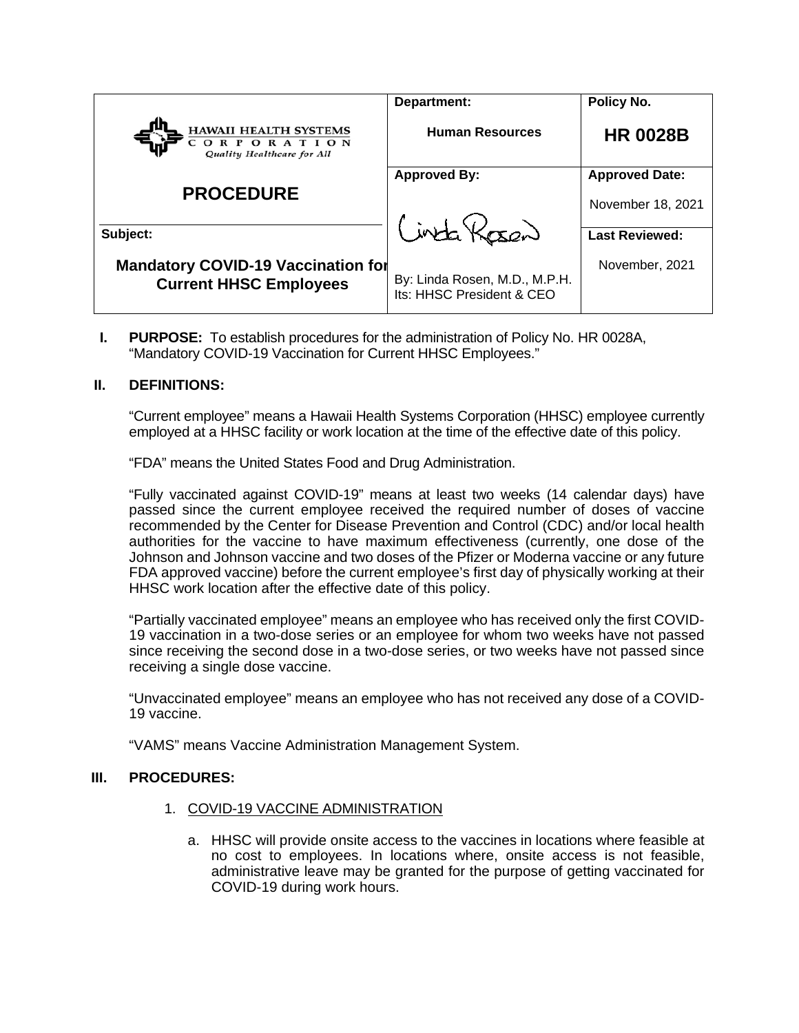| HAWAII HEALTH SYSTEMS CORPORATION *Quality Healthcare for All* | **Department:** | **Policy No.** |
|---|---|---|
| | **Human Resources** | **HR 0028B** |
| **PROCEDURE** | **Approved By:** | **Approved Date:** |
| | | November 18, 2021 |
| **Subject:** | | **Last Reviewed:** |
| **Mandatory COVID-19 Vaccination for Current HHSC Employees** | By: Linda Rosen, M.D., M.P.H. Its: HHSC President & CEO | November, 2021 |

**I. PURPOSE:** To establish procedures for the administration of Policy No. HR 0028A, "Mandatory COVID-19 Vaccination for Current HHSC Employees."

**II. DEFINITIONS:**

"Current employee" means a Hawaii Health Systems Corporation (HHSC) employee currently employed at a HHSC facility or work location at the time of the effective date of this policy.

"FDA" means the United States Food and Drug Administration.

"Fully vaccinated against COVID-19" means at least two weeks (14 calendar days) have passed since the current employee received the required number of doses of vaccine recommended by the Center for Disease Prevention and Control (CDC) and/or local health authorities for the vaccine to have maximum effectiveness (currently, one dose of the Johnson and Johnson vaccine and two doses of the Pfizer or Moderna vaccine or any future FDA approved vaccine) before the current employee's first day of physically working at their HHSC work location after the effective date of this policy.

"Partially vaccinated employee" means an employee who has received only the first COVID-19 vaccination in a two-dose series or an employee for whom two weeks have not passed since receiving the second dose in a two-dose series, or two weeks have not passed since receiving a single dose vaccine.

"Unvaccinated employee" means an employee who has not received any dose of a COVID-19 vaccine.

"VAMS" means Vaccine Administration Management System.

**III. PROCEDURES:**

1. COVID-19 VACCINE ADMINISTRATION

   a. HHSC will provide onsite access to the vaccines in locations where feasible at no cost to employees. In locations where, onsite access is not feasible, administrative leave may be granted for the purpose of getting vaccinated for COVID-19 during work hours.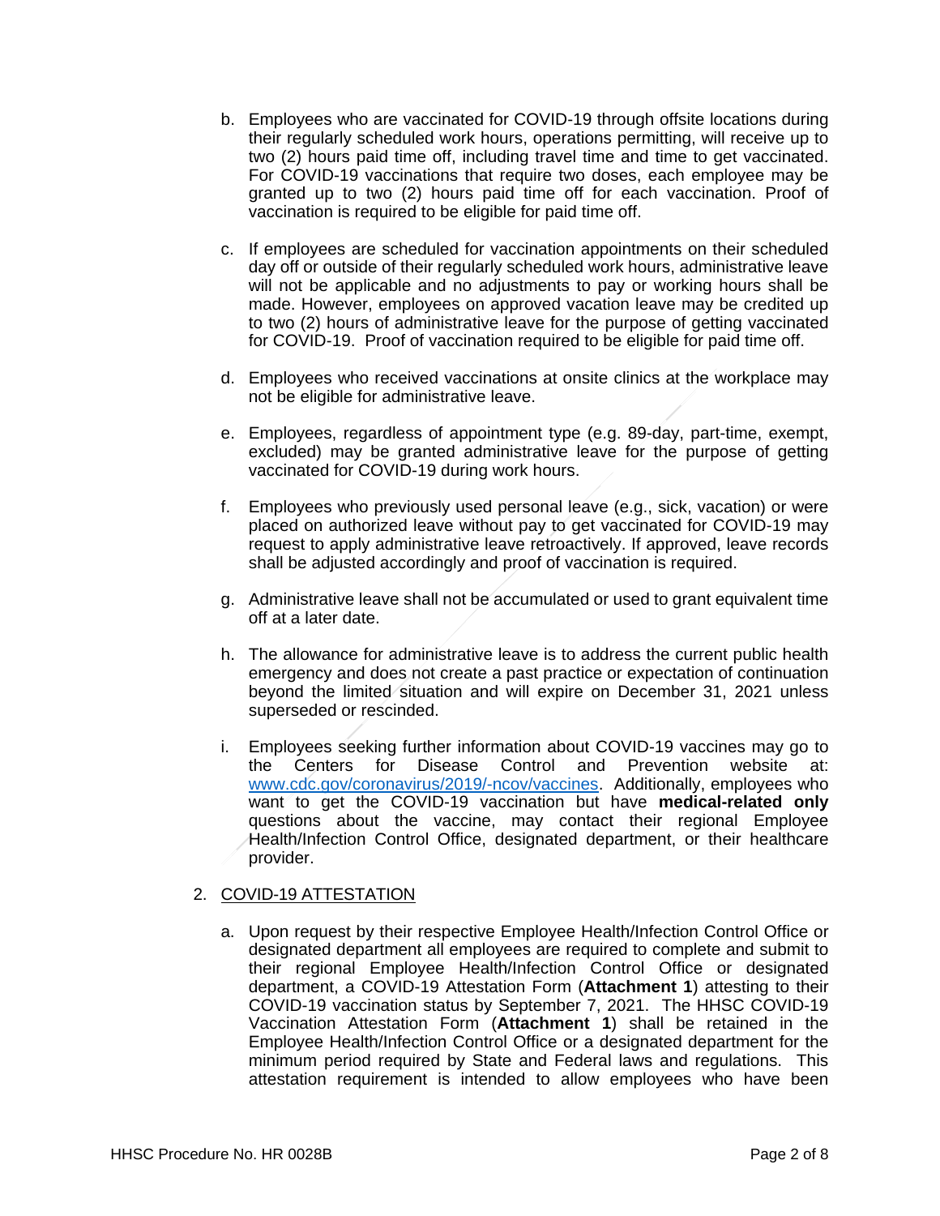b. Employees who are vaccinated for COVID-19 through offsite locations during their regularly scheduled work hours, operations permitting, will receive up to two (2) hours paid time off, including travel time and time to get vaccinated. For COVID-19 vaccinations that require two doses, each employee may be granted up to two (2) hours paid time off for each vaccination. Proof of vaccination is required to be eligible for paid time off.

c. If employees are scheduled for vaccination appointments on their scheduled day off or outside of their regularly scheduled work hours, administrative leave will not be applicable and no adjustments to pay or working hours shall be made. However, employees on approved vacation leave may be credited up to two (2) hours of administrative leave for the purpose of getting vaccinated for COVID-19. Proof of vaccination required to be eligible for paid time off.

d. Employees who received vaccinations at onsite clinics at the workplace may not be eligible for administrative leave.

e. Employees, regardless of appointment type (e.g. 89-day, part-time, exempt, excluded) may be granted administrative leave for the purpose of getting vaccinated for COVID-19 during work hours.

f. Employees who previously used personal leave (e.g., sick, vacation) or were placed on authorized leave without pay to get vaccinated for COVID-19 may request to apply administrative leave retroactively. If approved, leave records shall be adjusted accordingly and proof of vaccination is required.

g. Administrative leave shall not be accumulated or used to grant equivalent time off at a later date.

h. The allowance for administrative leave is to address the current public health emergency and does not create a past practice or expectation of continuation beyond the limited situation and will expire on December 31, 2021 unless superseded or rescinded.

i. Employees seeking further information about COVID-19 vaccines may go to the Centers for Disease Control and Prevention website at: www.cdc.gov/coronavirus/2019/-ncov/vaccines. Additionally, employees who want to get the COVID-19 vaccination but have **medical-related only** questions about the vaccine, may contact their regional Employee Health/Infection Control Office, designated department, or their healthcare provider.

2. COVID-19 ATTESTATION

a. Upon request by their respective Employee Health/Infection Control Office or designated department all employees are required to complete and submit to their regional Employee Health/Infection Control Office or designated department, a COVID-19 Attestation Form (**Attachment 1**) attesting to their COVID-19 vaccination status by September 7, 2021. The HHSC COVID-19 Vaccination Attestation Form (**Attachment 1**) shall be retained in the Employee Health/Infection Control Office or a designated department for the minimum period required by State and Federal laws and regulations. This attestation requirement is intended to allow employees who have been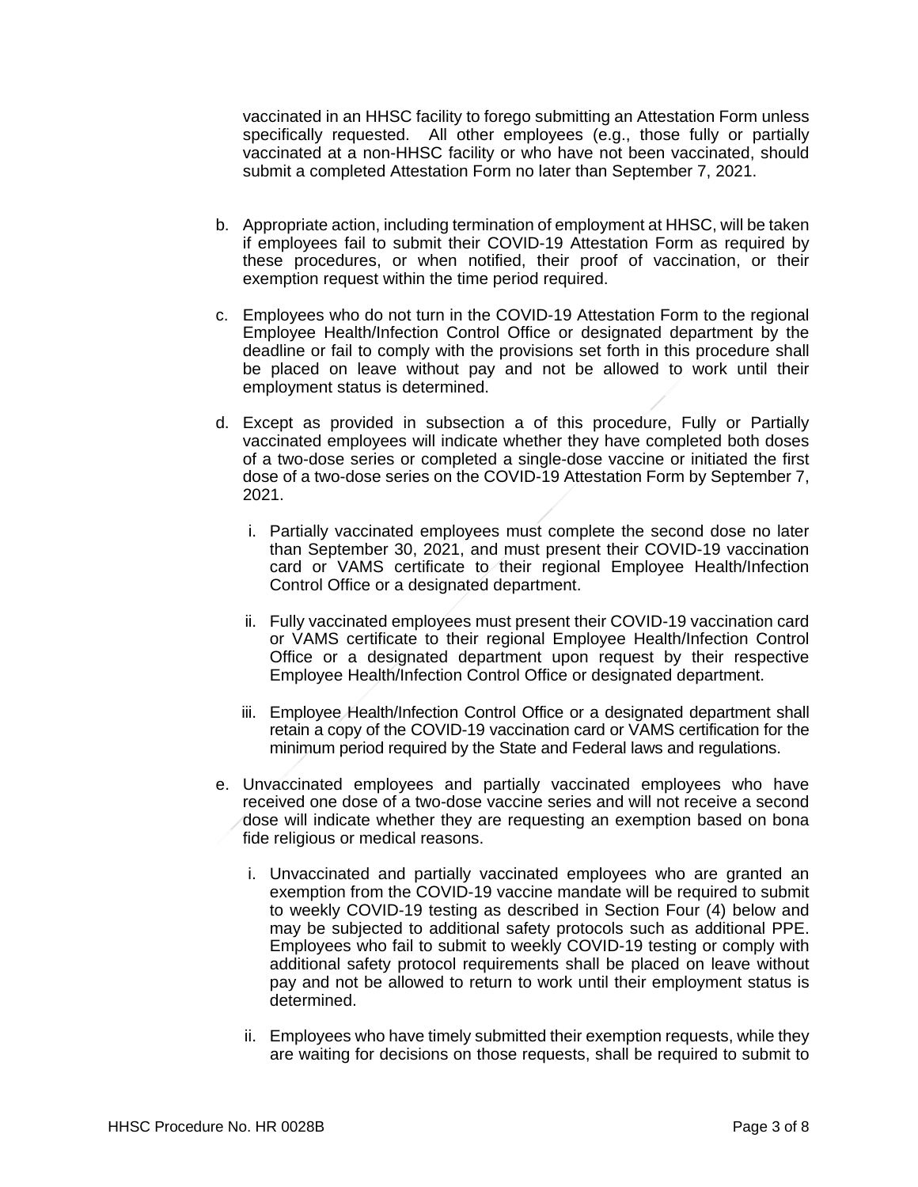vaccinated in an HHSC facility to forego submitting an Attestation Form unless specifically requested. All other employees (e.g., those fully or partially vaccinated at a non-HHSC facility or who have not been vaccinated, should submit a completed Attestation Form no later than September 7, 2021.

b. Appropriate action, including termination of employment at HHSC, will be taken if employees fail to submit their COVID-19 Attestation Form as required by these procedures, or when notified, their proof of vaccination, or their exemption request within the time period required.

c. Employees who do not turn in the COVID-19 Attestation Form to the regional Employee Health/Infection Control Office or designated department by the deadline or fail to comply with the provisions set forth in this procedure shall be placed on leave without pay and not be allowed to work until their employment status is determined.

d. Except as provided in subsection a of this procedure, Fully or Partially vaccinated employees will indicate whether they have completed both doses of a two-dose series or completed a single-dose vaccine or initiated the first dose of a two-dose series on the COVID-19 Attestation Form by September 7, 2021.

   i. Partially vaccinated employees must complete the second dose no later than September 30, 2021, and must present their COVID-19 vaccination card or VAMS certificate to their regional Employee Health/Infection Control Office or a designated department.

   ii. Fully vaccinated employees must present their COVID-19 vaccination card or VAMS certificate to their regional Employee Health/Infection Control Office or a designated department upon request by their respective Employee Health/Infection Control Office or designated department.

   iii. Employee Health/Infection Control Office or a designated department shall retain a copy of the COVID-19 vaccination card or VAMS certification for the minimum period required by the State and Federal laws and regulations.

e. Unvaccinated employees and partially vaccinated employees who have received one dose of a two-dose vaccine series and will not receive a second dose will indicate whether they are requesting an exemption based on bona fide religious or medical reasons.

   i. Unvaccinated and partially vaccinated employees who are granted an exemption from the COVID-19 vaccine mandate will be required to submit to weekly COVID-19 testing as described in Section Four (4) below and may be subjected to additional safety protocols such as additional PPE. Employees who fail to submit to weekly COVID-19 testing or comply with additional safety protocol requirements shall be placed on leave without pay and not be allowed to return to work until their employment status is determined.

   ii. Employees who have timely submitted their exemption requests, while they are waiting for decisions on those requests, shall be required to submit to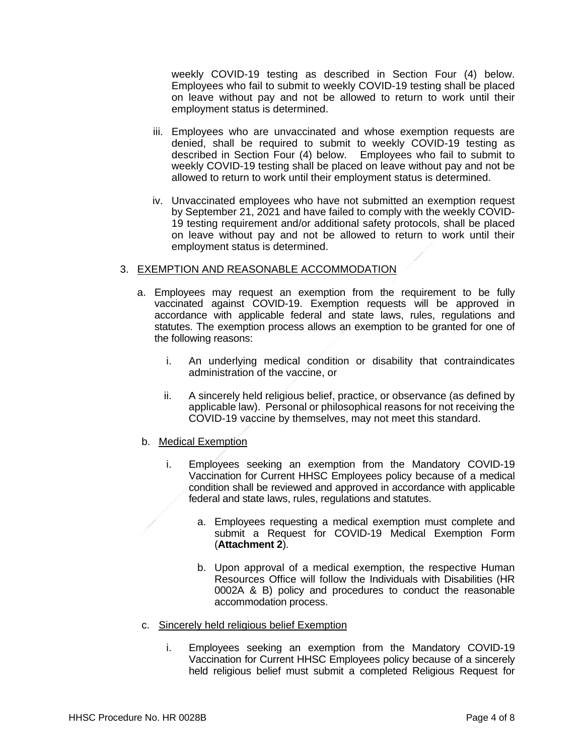weekly COVID-19 testing as described in Section Four (4) below. Employees who fail to submit to weekly COVID-19 testing shall be placed on leave without pay and not be allowed to return to work until their employment status is determined.

iii. Employees who are unvaccinated and whose exemption requests are denied, shall be required to submit to weekly COVID-19 testing as described in Section Four (4) below. Employees who fail to submit to weekly COVID-19 testing shall be placed on leave without pay and not be allowed to return to work until their employment status is determined.

iv. Unvaccinated employees who have not submitted an exemption request by September 21, 2021 and have failed to comply with the weekly COVID-19 testing requirement and/or additional safety protocols, shall be placed on leave without pay and not be allowed to return to work until their employment status is determined.

3. <u>EXEMPTION AND REASONABLE ACCOMMODATION</u>

   a. Employees may request an exemption from the requirement to be fully vaccinated against COVID-19. Exemption requests will be approved in accordance with applicable federal and state laws, rules, regulations and statutes. The exemption process allows an exemption to be granted for one of the following reasons:

      i. An underlying medical condition or disability that contraindicates administration of the vaccine, or

      ii. A sincerely held religious belief, practice, or observance (as defined by applicable law). Personal or philosophical reasons for not receiving the COVID-19 vaccine by themselves, may not meet this standard.

   b. <u>Medical Exemption</u>

      i. Employees seeking an exemption from the Mandatory COVID-19 Vaccination for Current HHSC Employees policy because of a medical condition shall be reviewed and approved in accordance with applicable federal and state laws, rules, regulations and statutes.

         a. Employees requesting a medical exemption must complete and submit a Request for COVID-19 Medical Exemption Form (**Attachment 2**).

         b. Upon approval of a medical exemption, the respective Human Resources Office will follow the Individuals with Disabilities (HR 0002A & B) policy and procedures to conduct the reasonable accommodation process.

   c. <u>Sincerely held religious belief Exemption</u>

      i. Employees seeking an exemption from the Mandatory COVID-19 Vaccination for Current HHSC Employees policy because of a sincerely held religious belief must submit a completed Religious Request for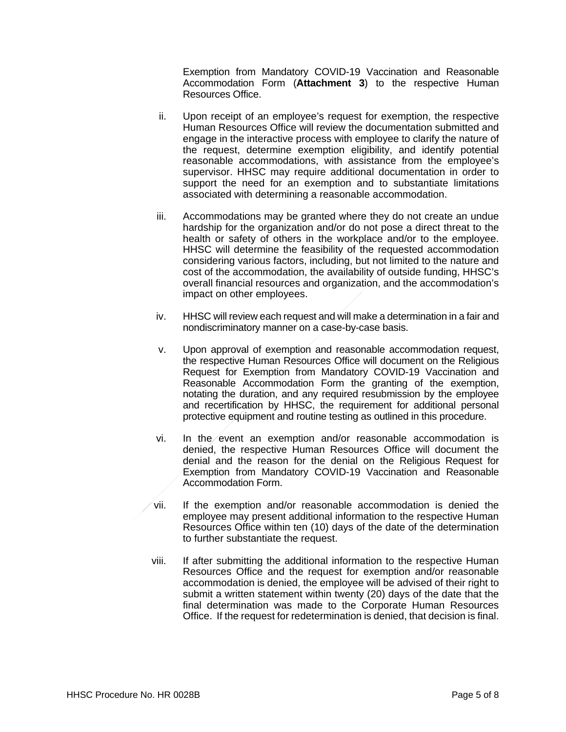Exemption from Mandatory COVID-19 Vaccination and Reasonable Accommodation Form (**Attachment 3**) to the respective Human Resources Office.

ii. Upon receipt of an employee's request for exemption, the respective Human Resources Office will review the documentation submitted and engage in the interactive process with employee to clarify the nature of the request, determine exemption eligibility, and identify potential reasonable accommodations, with assistance from the employee's supervisor. HHSC may require additional documentation in order to support the need for an exemption and to substantiate limitations associated with determining a reasonable accommodation.

iii. Accommodations may be granted where they do not create an undue hardship for the organization and/or do not pose a direct threat to the health or safety of others in the workplace and/or to the employee. HHSC will determine the feasibility of the requested accommodation considering various factors, including, but not limited to the nature and cost of the accommodation, the availability of outside funding, HHSC's overall financial resources and organization, and the accommodation's impact on other employees.

iv. HHSC will review each request and will make a determination in a fair and nondiscriminatory manner on a case-by-case basis.

v. Upon approval of exemption and reasonable accommodation request, the respective Human Resources Office will document on the Religious Request for Exemption from Mandatory COVID-19 Vaccination and Reasonable Accommodation Form the granting of the exemption, notating the duration, and any required resubmission by the employee and recertification by HHSC, the requirement for additional personal protective equipment and routine testing as outlined in this procedure.

vi. In the event an exemption and/or reasonable accommodation is denied, the respective Human Resources Office will document the denial and the reason for the denial on the Religious Request for Exemption from Mandatory COVID-19 Vaccination and Reasonable Accommodation Form.

vii. If the exemption and/or reasonable accommodation is denied the employee may present additional information to the respective Human Resources Office within ten (10) days of the date of the determination to further substantiate the request.

viii. If after submitting the additional information to the respective Human Resources Office and the request for exemption and/or reasonable accommodation is denied, the employee will be advised of their right to submit a written statement within twenty (20) days of the date that the final determination was made to the Corporate Human Resources Office. If the request for redetermination is denied, that decision is final.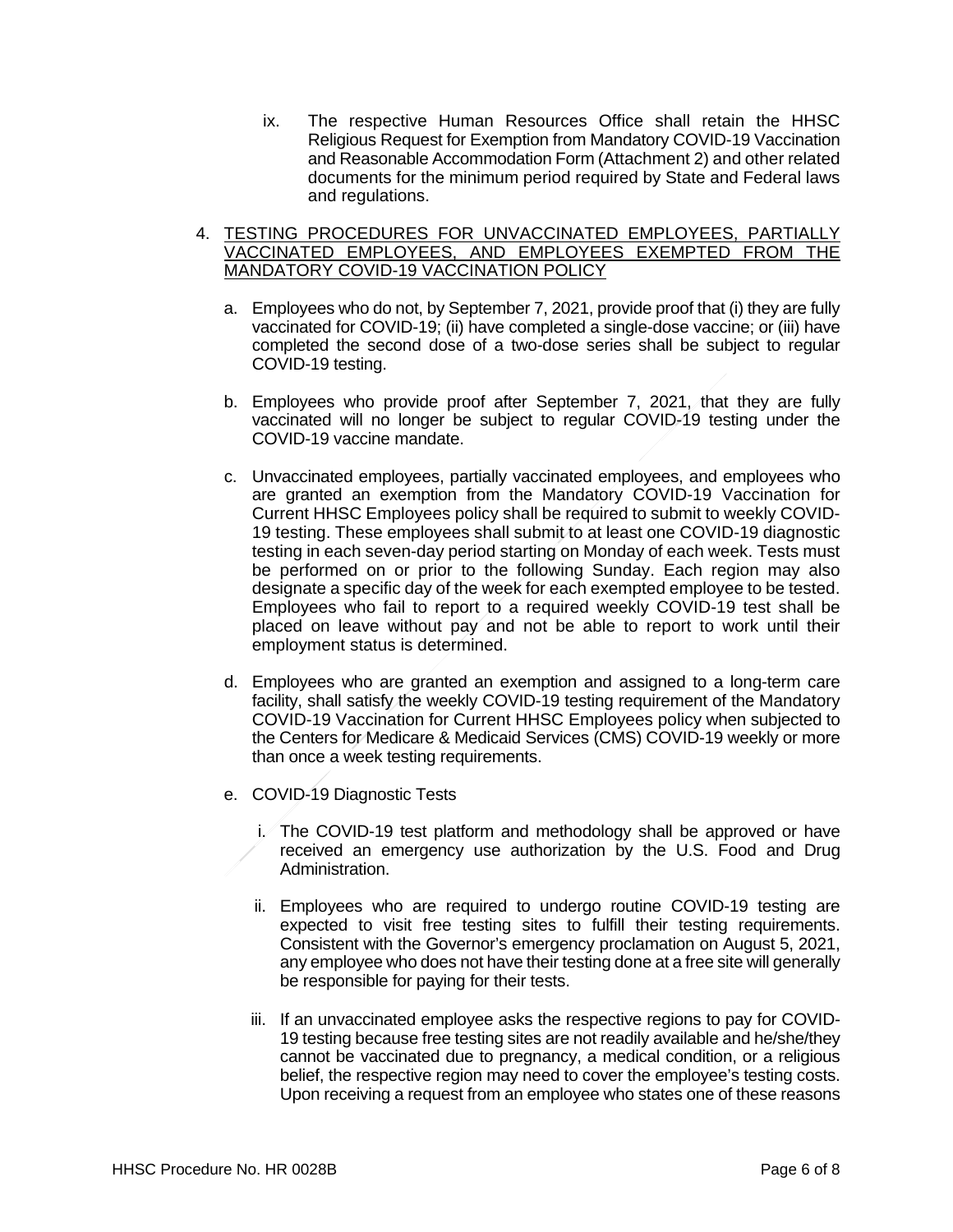ix. The respective Human Resources Office shall retain the HHSC Religious Request for Exemption from Mandatory COVID-19 Vaccination and Reasonable Accommodation Form (Attachment 2) and other related documents for the minimum period required by State and Federal laws and regulations.

4. <u>TESTING PROCEDURES FOR UNVACCINATED EMPLOYEES, PARTIALLY VACCINATED EMPLOYEES, AND EMPLOYEES EXEMPTED FROM THE MANDATORY COVID-19 VACCINATION POLICY</u>

   a. Employees who do not, by September 7, 2021, provide proof that (i) they are fully vaccinated for COVID-19; (ii) have completed a single-dose vaccine; or (iii) have completed the second dose of a two-dose series shall be subject to regular COVID-19 testing.

   b. Employees who provide proof after September 7, 2021, that they are fully vaccinated will no longer be subject to regular COVID-19 testing under the COVID-19 vaccine mandate.

   c. Unvaccinated employees, partially vaccinated employees, and employees who are granted an exemption from the Mandatory COVID-19 Vaccination for Current HHSC Employees policy shall be required to submit to weekly COVID-19 testing. These employees shall submit to at least one COVID-19 diagnostic testing in each seven-day period starting on Monday of each week. Tests must be performed on or prior to the following Sunday. Each region may also designate a specific day of the week for each exempted employee to be tested. Employees who fail to report to a required weekly COVID-19 test shall be placed on leave without pay and not be able to report to work until their employment status is determined.

   d. Employees who are granted an exemption and assigned to a long-term care facility, shall satisfy the weekly COVID-19 testing requirement of the Mandatory COVID-19 Vaccination for Current HHSC Employees policy when subjected to the Centers for Medicare & Medicaid Services (CMS) COVID-19 weekly or more than once a week testing requirements.

   e. COVID-19 Diagnostic Tests

      i. The COVID-19 test platform and methodology shall be approved or have received an emergency use authorization by the U.S. Food and Drug Administration.

      ii. Employees who are required to undergo routine COVID-19 testing are expected to visit free testing sites to fulfill their testing requirements. Consistent with the Governor's emergency proclamation on August 5, 2021, any employee who does not have their testing done at a free site will generally be responsible for paying for their tests.

      iii. If an unvaccinated employee asks the respective regions to pay for COVID-19 testing because free testing sites are not readily available and he/she/they cannot be vaccinated due to pregnancy, a medical condition, or a religious belief, the respective region may need to cover the employee's testing costs. Upon receiving a request from an employee who states one of these reasons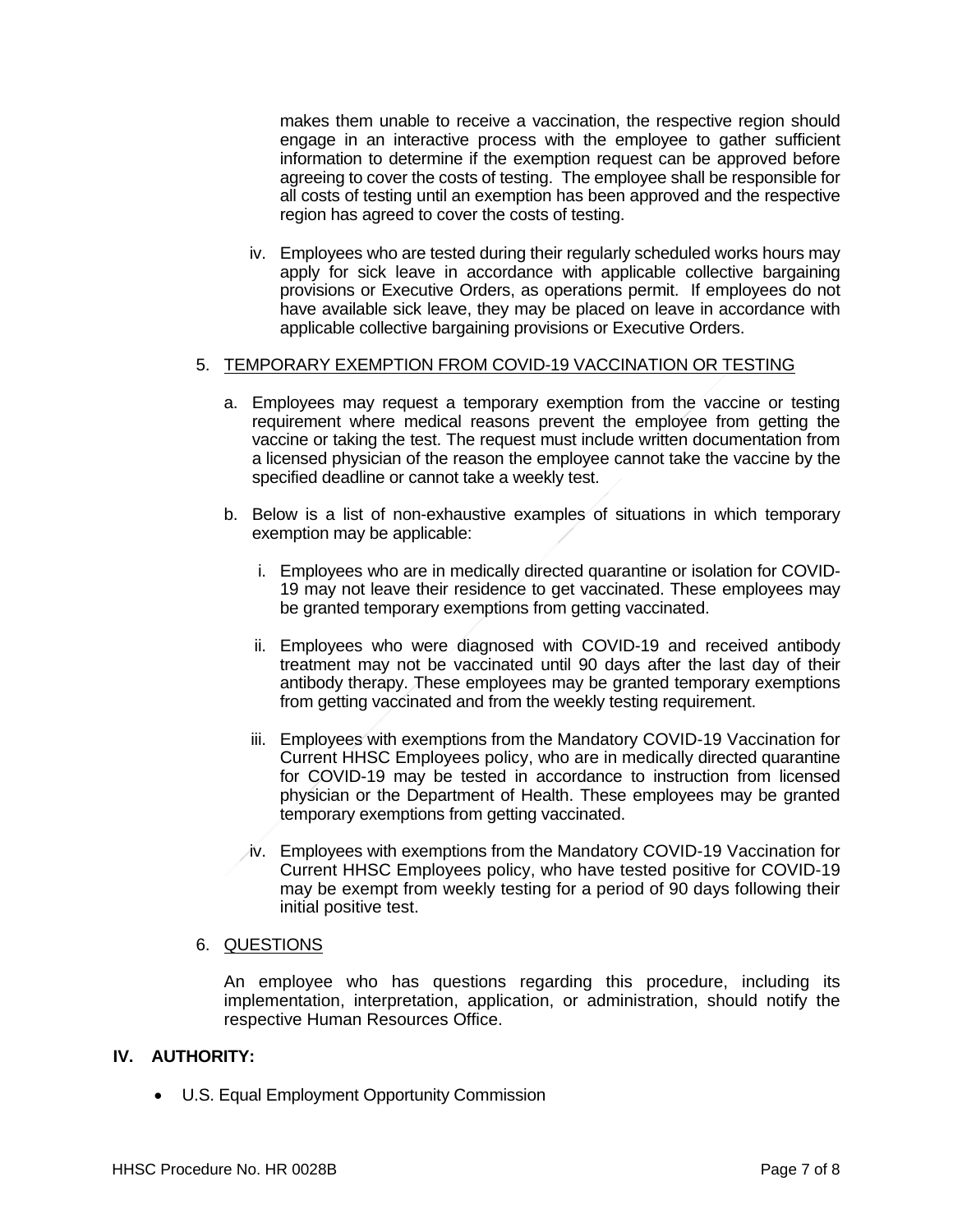makes them unable to receive a vaccination, the respective region should engage in an interactive process with the employee to gather sufficient information to determine if the exemption request can be approved before agreeing to cover the costs of testing. The employee shall be responsible for all costs of testing until an exemption has been approved and the respective region has agreed to cover the costs of testing.

iv. Employees who are tested during their regularly scheduled works hours may apply for sick leave in accordance with applicable collective bargaining provisions or Executive Orders, as operations permit. If employees do not have available sick leave, they may be placed on leave in accordance with applicable collective bargaining provisions or Executive Orders.

5. TEMPORARY EXEMPTION FROM COVID-19 VACCINATION OR TESTING

   a. Employees may request a temporary exemption from the vaccine or testing requirement where medical reasons prevent the employee from getting the vaccine or taking the test. The request must include written documentation from a licensed physician of the reason the employee cannot take the vaccine by the specified deadline or cannot take a weekly test.

   b. Below is a list of non-exhaustive examples of situations in which temporary exemption may be applicable:

      i. Employees who are in medically directed quarantine or isolation for COVID-19 may not leave their residence to get vaccinated. These employees may be granted temporary exemptions from getting vaccinated.

      ii. Employees who were diagnosed with COVID-19 and received antibody treatment may not be vaccinated until 90 days after the last day of their antibody therapy. These employees may be granted temporary exemptions from getting vaccinated and from the weekly testing requirement.

      iii. Employees with exemptions from the Mandatory COVID-19 Vaccination for Current HHSC Employees policy, who are in medically directed quarantine for COVID-19 may be tested in accordance to instruction from licensed physician or the Department of Health. These employees may be granted temporary exemptions from getting vaccinated.

      iv. Employees with exemptions from the Mandatory COVID-19 Vaccination for Current HHSC Employees policy, who have tested positive for COVID-19 may be exempt from weekly testing for a period of 90 days following their initial positive test.

6. QUESTIONS

   An employee who has questions regarding this procedure, including its implementation, interpretation, application, or administration, should notify the respective Human Resources Office.

## IV. AUTHORITY:

- U.S. Equal Employment Opportunity Commission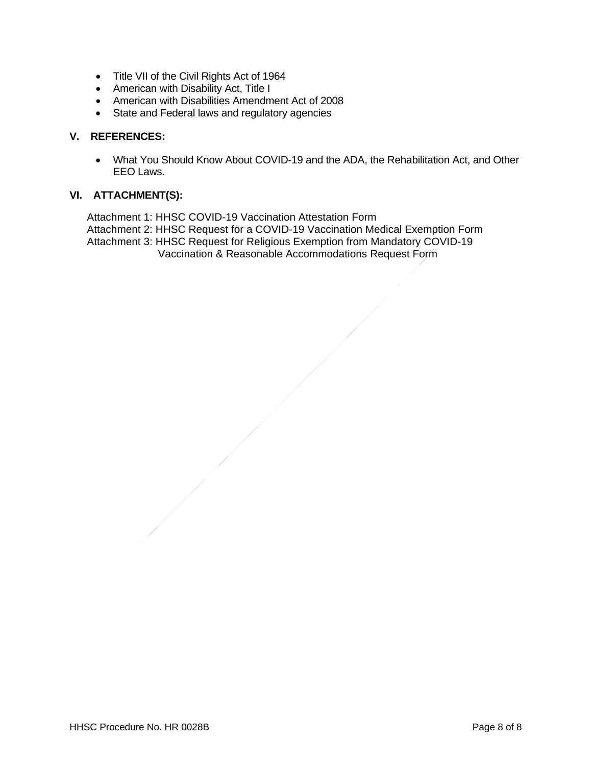- Title VII of the Civil Rights Act of 1964
- American with Disability Act, Title I
- American with Disabilities Amendment Act of 2008
- State and Federal laws and regulatory agencies

## V. REFERENCES:

- What You Should Know About COVID-19 and the ADA, the Rehabilitation Act, and Other EEO Laws.

## VI. ATTACHMENT(S):

Attachment 1: HHSC COVID-19 Vaccination Attestation Form
Attachment 2: HHSC Request for a COVID-19 Vaccination Medical Exemption Form
Attachment 3: HHSC Request for Religious Exemption from Mandatory COVID-19 Vaccination & Reasonable Accommodations Request Form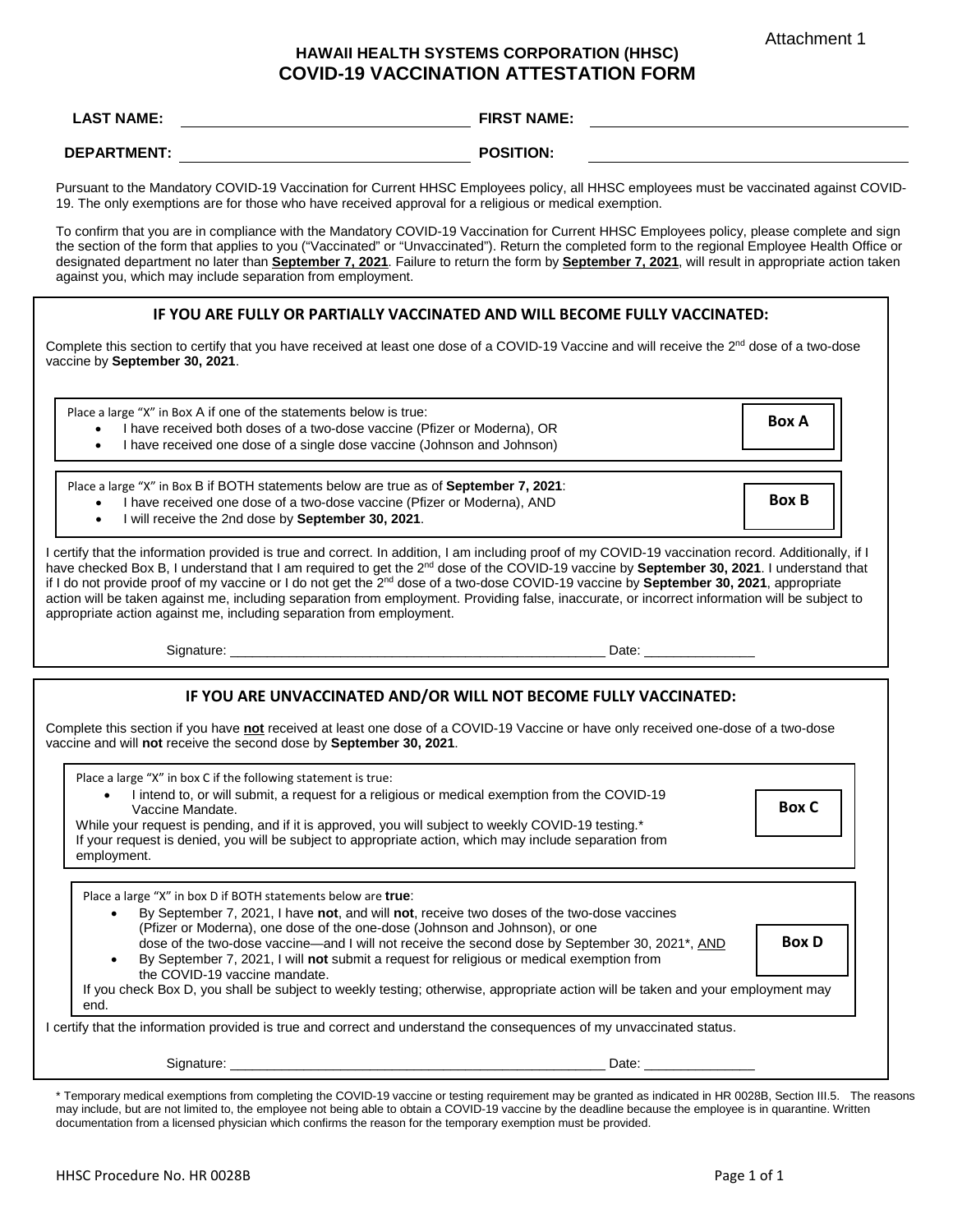Attachment 1

# HAWAII HEALTH SYSTEMS CORPORATION (HHSC)
# COVID-19 VACCINATION ATTESTATION FORM

**LAST NAME:** ______________________ **FIRST NAME:** ______________________

**DEPARTMENT:** ______________________ **POSITION:** ______________________

Pursuant to the Mandatory COVID-19 Vaccination for Current HHSC Employees policy, all HHSC employees must be vaccinated against COVID-19. The only exemptions are for those who have received approval for a religious or medical exemption.

To confirm that you are in compliance with the Mandatory COVID-19 Vaccination for Current HHSC Employees policy, please complete and sign the section of the form that applies to you ("Vaccinated" or "Unvaccinated"). Return the completed form to the regional Employee Health Office or designated department no later than **September 7, 2021**. Failure to return the form by **September 7, 2021**, will result in appropriate action taken against you, which may include separation from employment.

## IF YOU ARE FULLY OR PARTIALLY VACCINATED AND WILL BECOME FULLY VACCINATED:

Complete this section to certify that you have received at least one dose of a COVID-19 Vaccine and will receive the 2nd dose of a two-dose vaccine by **September 30, 2021**.

Place a large "X" in Box A if one of the statements below is true: **Box A**

- I have received both doses of a two-dose vaccine (Pfizer or Moderna), OR
- I have received one dose of a single dose vaccine (Johnson and Johnson)

Place a large "X" in Box B if BOTH statements below are true as of **September 7, 2021**: **Box B**

- I have received one dose of a two-dose vaccine (Pfizer or Moderna), AND
- I will receive the 2nd dose by **September 30, 2021**.

I certify that the information provided is true and correct. In addition, I am including proof of my COVID-19 vaccination record. Additionally, if I have checked Box B, I understand that I am required to get the 2nd dose of the COVID-19 vaccine by **September 30, 2021**. I understand that if I do not provide proof of my vaccine or I do not get the 2nd dose of a two-dose COVID-19 vaccine by **September 30, 2021**, appropriate action will be taken against me, including separation from employment. Providing false, inaccurate, or incorrect information will be subject to appropriate action against me, including separation from employment.

Signature: ______________________________ Date: ______________

## IF YOU ARE UNVACCINATED AND/OR WILL NOT BECOME FULLY VACCINATED:

Complete this section if you have **not** received at least one dose of a COVID-19 Vaccine or have only received one-dose of a two-dose vaccine and will **not** receive the second dose by **September 30, 2021**.

Place a large "X" in box C if the following statement is true: **Box C**

- I intend to, or will submit, a request for a religious or medical exemption from the COVID-19 Vaccine Mandate.

While your request is pending, and if it is approved, you will subject to weekly COVID-19 testing.*
If your request is denied, you will be subject to appropriate action, which may include separation from employment.

Place a large "X" in box D if BOTH statements below are **true**: **Box D**

- By September 7, 2021, I have **not**, and will **not**, receive two doses of the two-dose vaccines (Pfizer or Moderna), one dose of the one-dose (Johnson and Johnson), or one dose of the two-dose vaccine—and I will not receive the second dose by September 30, 2021*, AND
- By September 7, 2021, I will **not** submit a request for religious or medical exemption from the COVID-19 vaccine mandate.

If you check Box D, you shall be subject to weekly testing; otherwise, appropriate action will be taken and your employment may end.

I certify that the information provided is true and correct and understand the consequences of my unvaccinated status.

Signature: ______________________________ Date: ______________

\* Temporary medical exemptions from completing the COVID-19 vaccine or testing requirement may be granted as indicated in HR 0028B, Section III.5. The reasons may include, but are not limited to, the employee not being able to obtain a COVID-19 vaccine by the deadline because the employee is in quarantine. Written documentation from a licensed physician which confirms the reason for the temporary exemption must be provided.

HHSC Procedure No. HR 0028B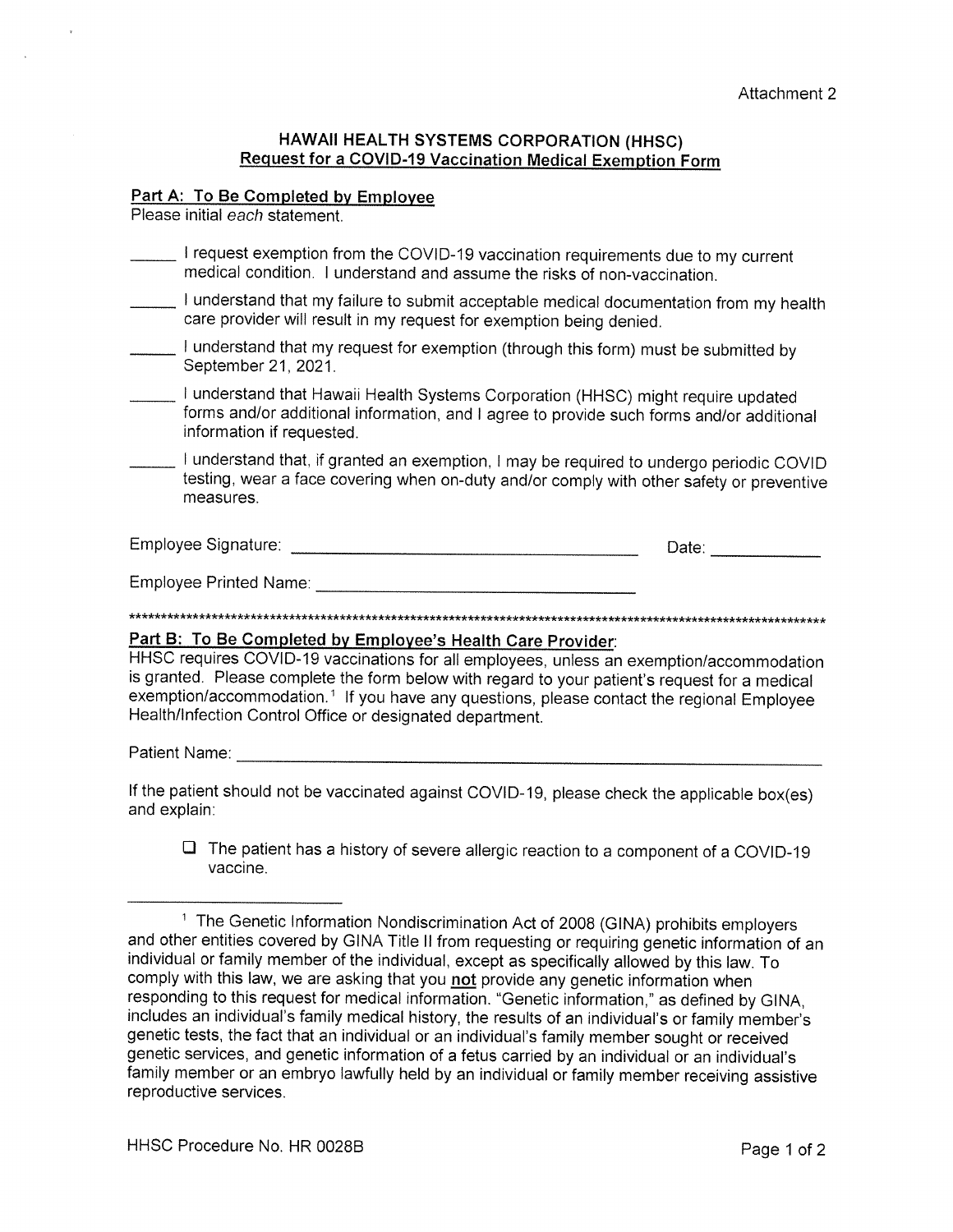Attachment 2

## HAWAII HEALTH SYSTEMS CORPORATION (HHSC)
### Request for a COVID-19 Vaccination Medical Exemption Form

**Part A: To Be Completed by Employee**

Please initial *each* statement.

______ I request exemption from the COVID-19 vaccination requirements due to my current medical condition. I understand and assume the risks of non-vaccination.

______ I understand that my failure to submit acceptable medical documentation from my health care provider will result in my request for exemption being denied.

______ I understand that my request for exemption (through this form) must be submitted by September 21, 2021.

______ I understand that Hawaii Health Systems Corporation (HHSC) might require updated forms and/or additional information, and I agree to provide such forms and/or additional information if requested.

______ I understand that, if granted an exemption, I may be required to undergo periodic COVID testing, wear a face covering when on-duty and/or comply with other safety or preventive measures.

Employee Signature: ______________________________ Date: __________

Employee Printed Name: ______________________________

***************************************************************************************************

**Part B: To Be Completed by Employee's Health Care Provider:**

HHSC requires COVID-19 vaccinations for all employees, unless an exemption/accommodation is granted. Please complete the form below with regard to your patient's request for a medical exemption/accommodation.[1] If you have any questions, please contact the regional Employee Health/Infection Control Office or designated department.

Patient Name: ______________________________________________

If the patient should not be vaccinated against COVID-19, please check the applicable box(es) and explain:

- ☐ The patient has a history of severe allergic reaction to a component of a COVID-19 vaccine.

---

[1] The Genetic Information Nondiscrimination Act of 2008 (GINA) prohibits employers and other entities covered by GINA Title II from requesting or requiring genetic information of an individual or family member of the individual, except as specifically allowed by this law. To comply with this law, we are asking that you **not** provide any genetic information when responding to this request for medical information. "Genetic information," as defined by GINA, includes an individual's family medical history, the results of an individual's or family member's genetic tests, the fact that an individual or an individual's family member sought or received genetic services, and genetic information of a fetus carried by an individual or an individual's family member or an embryo lawfully held by an individual or family member receiving assistive reproductive services.

HHSC Procedure No. HR 0028B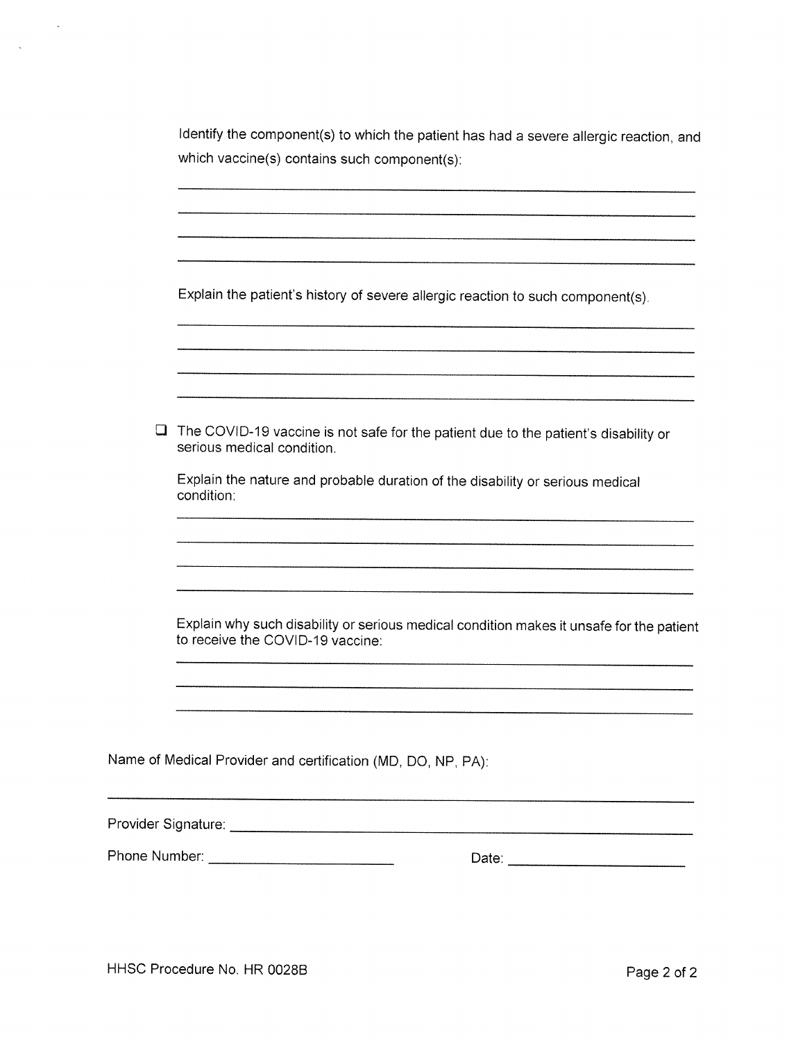Identify the component(s) to which the patient has had a severe allergic reaction, and which vaccine(s) contains such component(s):

\_\_\_\_\_\_\_\_\_\_\_\_\_\_\_\_\_\_\_\_\_\_\_\_\_\_\_\_\_\_\_\_\_\_\_\_\_\_\_\_\_\_\_\_\_\_\_\_\_\_\_\_\_\_\_\_\_\_\_\_\_\_\_\_

\_\_\_\_\_\_\_\_\_\_\_\_\_\_\_\_\_\_\_\_\_\_\_\_\_\_\_\_\_\_\_\_\_\_\_\_\_\_\_\_\_\_\_\_\_\_\_\_\_\_\_\_\_\_\_\_\_\_\_\_\_\_\_\_

\_\_\_\_\_\_\_\_\_\_\_\_\_\_\_\_\_\_\_\_\_\_\_\_\_\_\_\_\_\_\_\_\_\_\_\_\_\_\_\_\_\_\_\_\_\_\_\_\_\_\_\_\_\_\_\_\_\_\_\_\_\_\_\_

\_\_\_\_\_\_\_\_\_\_\_\_\_\_\_\_\_\_\_\_\_\_\_\_\_\_\_\_\_\_\_\_\_\_\_\_\_\_\_\_\_\_\_\_\_\_\_\_\_\_\_\_\_\_\_\_\_\_\_\_\_\_\_\_

Explain the patient's history of severe allergic reaction to such component(s).

\_\_\_\_\_\_\_\_\_\_\_\_\_\_\_\_\_\_\_\_\_\_\_\_\_\_\_\_\_\_\_\_\_\_\_\_\_\_\_\_\_\_\_\_\_\_\_\_\_\_\_\_\_\_\_\_\_\_\_\_\_\_\_\_

\_\_\_\_\_\_\_\_\_\_\_\_\_\_\_\_\_\_\_\_\_\_\_\_\_\_\_\_\_\_\_\_\_\_\_\_\_\_\_\_\_\_\_\_\_\_\_\_\_\_\_\_\_\_\_\_\_\_\_\_\_\_\_\_

\_\_\_\_\_\_\_\_\_\_\_\_\_\_\_\_\_\_\_\_\_\_\_\_\_\_\_\_\_\_\_\_\_\_\_\_\_\_\_\_\_\_\_\_\_\_\_\_\_\_\_\_\_\_\_\_\_\_\_\_\_\_\_\_

\_\_\_\_\_\_\_\_\_\_\_\_\_\_\_\_\_\_\_\_\_\_\_\_\_\_\_\_\_\_\_\_\_\_\_\_\_\_\_\_\_\_\_\_\_\_\_\_\_\_\_\_\_\_\_\_\_\_\_\_\_\_\_\_

☐ The COVID-19 vaccine is not safe for the patient due to the patient's disability or serious medical condition.

Explain the nature and probable duration of the disability or serious medical condition:

\_\_\_\_\_\_\_\_\_\_\_\_\_\_\_\_\_\_\_\_\_\_\_\_\_\_\_\_\_\_\_\_\_\_\_\_\_\_\_\_\_\_\_\_\_\_\_\_\_\_\_\_\_\_\_\_\_\_\_\_\_\_\_\_

\_\_\_\_\_\_\_\_\_\_\_\_\_\_\_\_\_\_\_\_\_\_\_\_\_\_\_\_\_\_\_\_\_\_\_\_\_\_\_\_\_\_\_\_\_\_\_\_\_\_\_\_\_\_\_\_\_\_\_\_\_\_\_\_

\_\_\_\_\_\_\_\_\_\_\_\_\_\_\_\_\_\_\_\_\_\_\_\_\_\_\_\_\_\_\_\_\_\_\_\_\_\_\_\_\_\_\_\_\_\_\_\_\_\_\_\_\_\_\_\_\_\_\_\_\_\_\_\_

\_\_\_\_\_\_\_\_\_\_\_\_\_\_\_\_\_\_\_\_\_\_\_\_\_\_\_\_\_\_\_\_\_\_\_\_\_\_\_\_\_\_\_\_\_\_\_\_\_\_\_\_\_\_\_\_\_\_\_\_\_\_\_\_

Explain why such disability or serious medical condition makes it unsafe for the patient to receive the COVID-19 vaccine:

\_\_\_\_\_\_\_\_\_\_\_\_\_\_\_\_\_\_\_\_\_\_\_\_\_\_\_\_\_\_\_\_\_\_\_\_\_\_\_\_\_\_\_\_\_\_\_\_\_\_\_\_\_\_\_\_\_\_\_\_\_\_\_\_

\_\_\_\_\_\_\_\_\_\_\_\_\_\_\_\_\_\_\_\_\_\_\_\_\_\_\_\_\_\_\_\_\_\_\_\_\_\_\_\_\_\_\_\_\_\_\_\_\_\_\_\_\_\_\_\_\_\_\_\_\_\_\_\_

\_\_\_\_\_\_\_\_\_\_\_\_\_\_\_\_\_\_\_\_\_\_\_\_\_\_\_\_\_\_\_\_\_\_\_\_\_\_\_\_\_\_\_\_\_\_\_\_\_\_\_\_\_\_\_\_\_\_\_\_\_\_\_\_

Name of Medical Provider and certification (MD, DO, NP, PA):

\_\_\_\_\_\_\_\_\_\_\_\_\_\_\_\_\_\_\_\_\_\_\_\_\_\_\_\_\_\_\_\_\_\_\_\_\_\_\_\_\_\_\_\_\_\_\_\_\_\_\_\_\_\_\_\_\_\_\_\_\_\_\_\_

Provider Signature: \_\_\_\_\_\_\_\_\_\_\_\_\_\_\_\_\_\_\_\_\_\_\_\_\_\_\_\_\_\_\_\_\_\_\_\_\_\_\_\_\_\_\_\_\_\_\_\_

Phone Number: \_\_\_\_\_\_\_\_\_\_\_\_\_\_\_\_\_\_\_\_\_\_\_\_ Date: \_\_\_\_\_\_\_\_\_\_\_\_\_\_\_\_\_\_\_\_\_\_

HHSC Procedure No. HR 0028B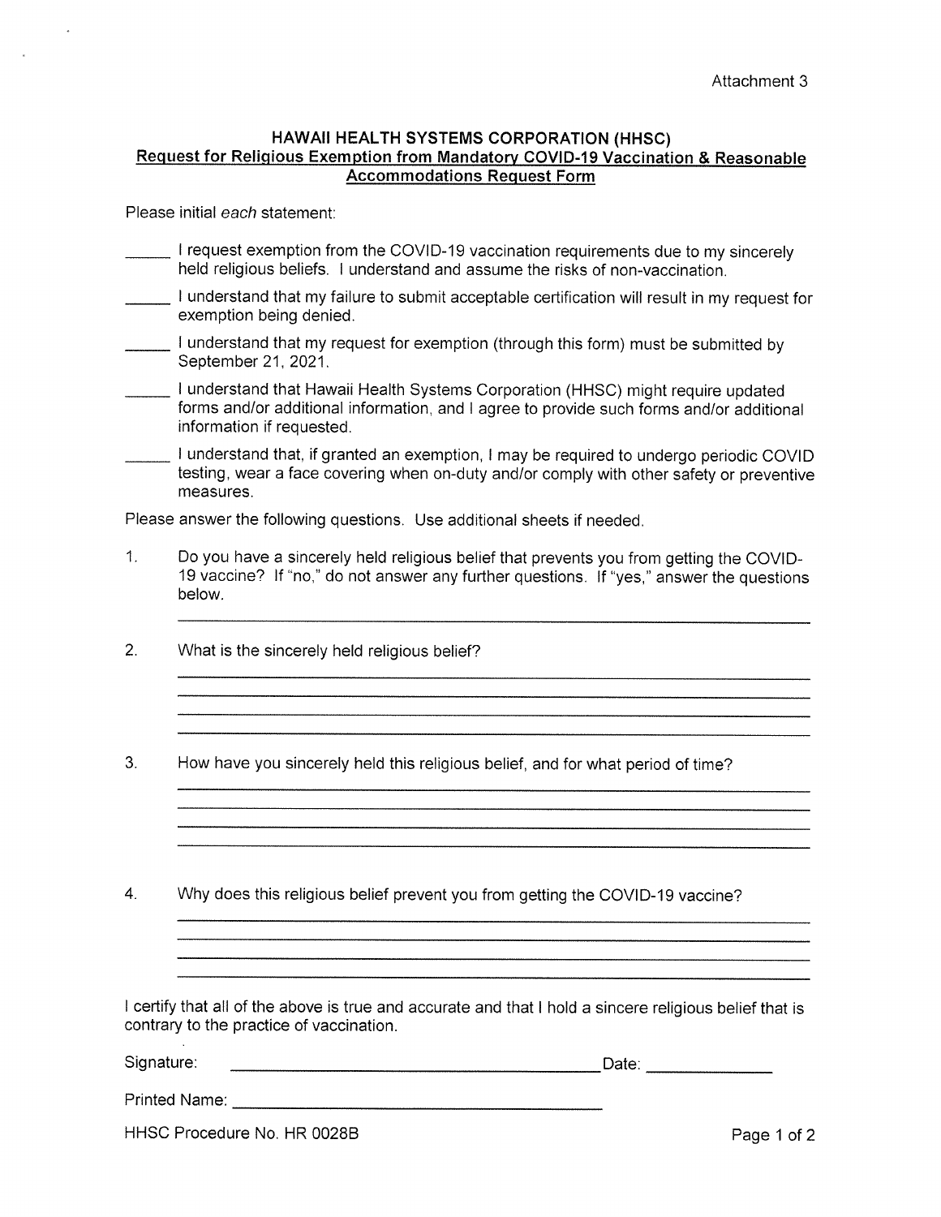Attachment 3

## HAWAII HEALTH SYSTEMS CORPORATION (HHSC)

**Request for Religious Exemption from Mandatory COVID-19 Vaccination & Reasonable Accommodations Request Form**

Please initial *each* statement:

_____ I request exemption from the COVID-19 vaccination requirements due to my sincerely held religious beliefs. I understand and assume the risks of non-vaccination.

_____ I understand that my failure to submit acceptable certification will result in my request for exemption being denied.

_____ I understand that my request for exemption (through this form) must be submitted by September 21, 2021.

_____ I understand that Hawaii Health Systems Corporation (HHSC) might require updated forms and/or additional information, and I agree to provide such forms and/or additional information if requested.

_____ I understand that, if granted an exemption, I may be required to undergo periodic COVID testing, wear a face covering when on-duty and/or comply with other safety or preventive measures.

Please answer the following questions. Use additional sheets if needed.

1. Do you have a sincerely held religious belief that prevents you from getting the COVID-19 vaccine? If "no," do not answer any further questions. If "yes," answer the questions below.

   ______________________________________________________________

2. What is the sincerely held religious belief?

   ______________________________________________________________
   ______________________________________________________________
   ______________________________________________________________
   ______________________________________________________________

3. How have you sincerely held this religious belief, and for what period of time?

   ______________________________________________________________
   ______________________________________________________________
   ______________________________________________________________
   ______________________________________________________________

4. Why does this religious belief prevent you from getting the COVID-19 vaccine?

   ______________________________________________________________
   ______________________________________________________________
   ______________________________________________________________
   ______________________________________________________________

I certify that all of the above is true and accurate and that I hold a sincere religious belief that is contrary to the practice of vaccination.

Signature: ________________________________________ Date: ______________

Printed Name: ________________________________________

HHSC Procedure No. HR 0028B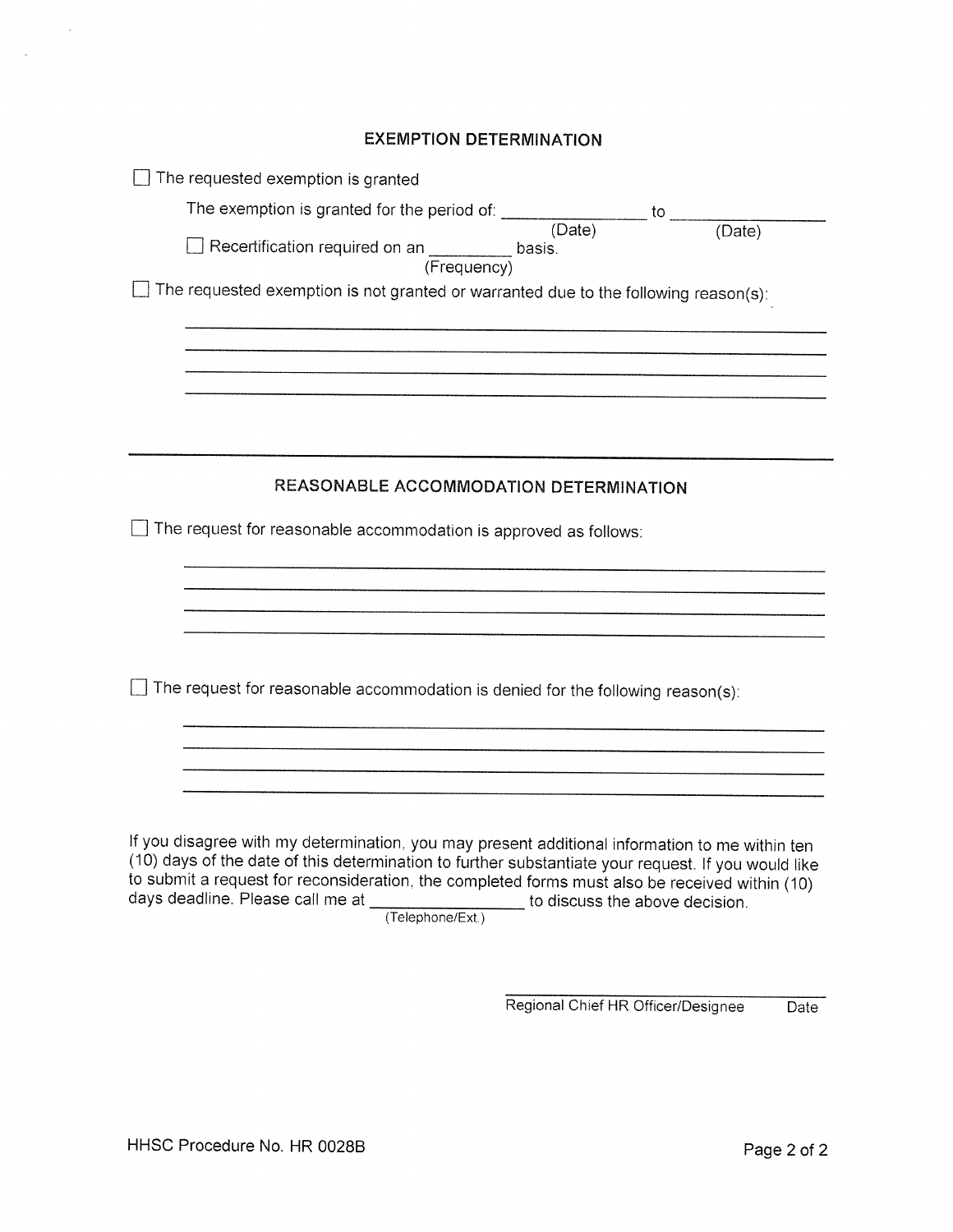## EXEMPTION DETERMINATION

☐ The requested exemption is granted

The exemption is granted for the period of: ________________ to ________________
(Date) (Date)

☐ Recertification required on an _________ basis.
(Frequency)

☐ The requested exemption is not granted or warranted due to the following reason(s):

______________________________________________________________________

______________________________________________________________________

______________________________________________________________________

______________________________________________________________________

---

## REASONABLE ACCOMMODATION DETERMINATION

☐ The request for reasonable accommodation is approved as follows:

______________________________________________________________________

______________________________________________________________________

______________________________________________________________________

______________________________________________________________________

☐ The request for reasonable accommodation is denied for the following reason(s):

______________________________________________________________________

______________________________________________________________________

______________________________________________________________________

______________________________________________________________________

If you disagree with my determination, you may present additional information to me within ten (10) days of the date of this determination to further substantiate your request. If you would like to submit a request for reconsideration, the completed forms must also be received within (10) days deadline. Please call me at ________________ to discuss the above decision.
(Telephone/Ext.)

______________________________________

Regional Chief HR Officer/Designee Date

HHSC Procedure No. HR 0028B